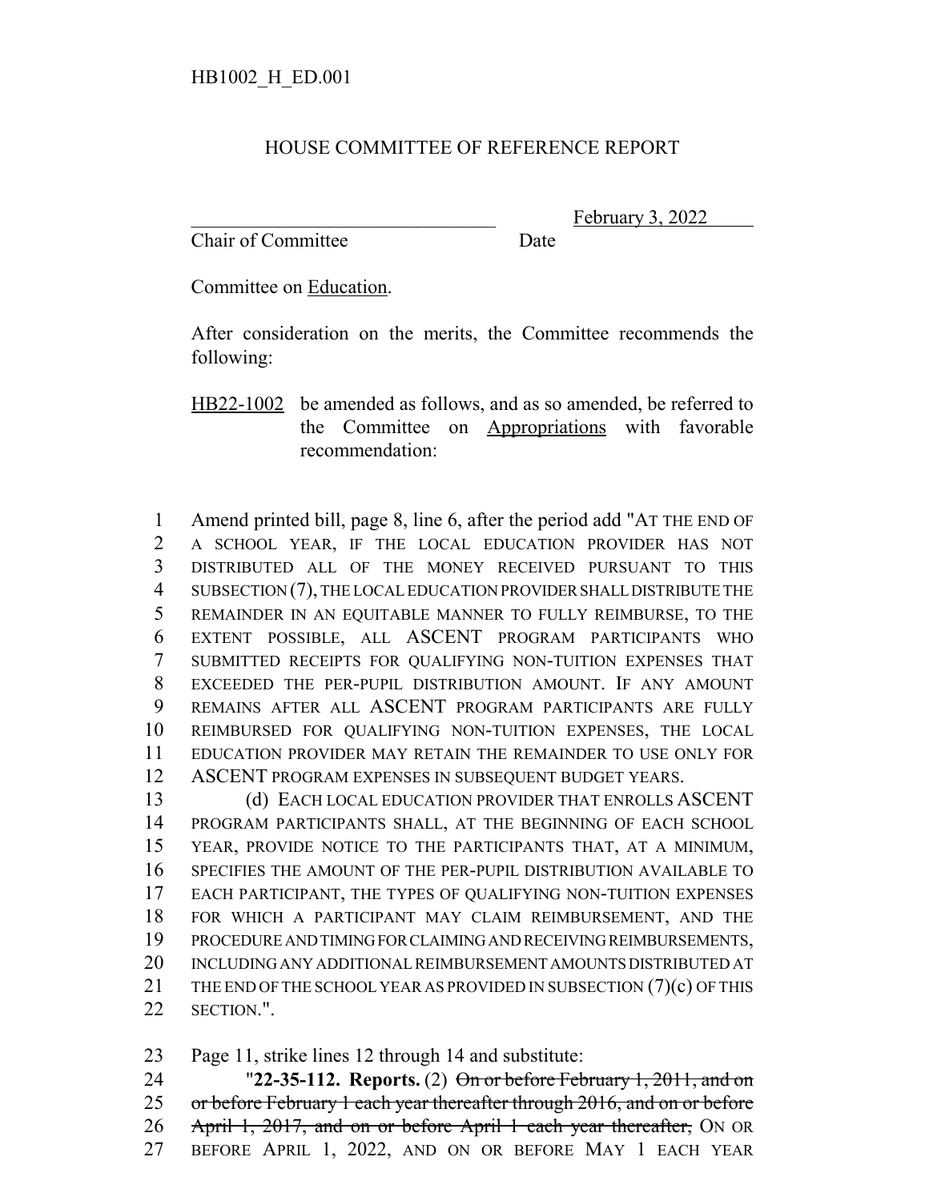HB1002_H_ED.001

# HOUSE COMMITTEE OF REFERENCE REPORT

________________________________ February 3, 2022
Chair of Committee Date

Committee on Education.

After consideration on the merits, the Committee recommends the following:

HB22-1002 be amended as follows, and as so amended, be referred to the Committee on Appropriations with favorable recommendation:

1 Amend printed bill, page 8, line 6, after the period add "AT THE END OF
2 A SCHOOL YEAR, IF THE LOCAL EDUCATION PROVIDER HAS NOT
3 DISTRIBUTED ALL OF THE MONEY RECEIVED PURSUANT TO THIS
4 SUBSECTION (7), THE LOCAL EDUCATION PROVIDER SHALL DISTRIBUTE THE
5 REMAINDER IN AN EQUITABLE MANNER TO FULLY REIMBURSE, TO THE
6 EXTENT POSSIBLE, ALL ASCENT PROGRAM PARTICIPANTS WHO
7 SUBMITTED RECEIPTS FOR QUALIFYING NON-TUITION EXPENSES THAT
8 EXCEEDED THE PER-PUPIL DISTRIBUTION AMOUNT. IF ANY AMOUNT
9 REMAINS AFTER ALL ASCENT PROGRAM PARTICIPANTS ARE FULLY
10 REIMBURSED FOR QUALIFYING NON-TUITION EXPENSES, THE LOCAL
11 EDUCATION PROVIDER MAY RETAIN THE REMAINDER TO USE ONLY FOR
12 ASCENT PROGRAM EXPENSES IN SUBSEQUENT BUDGET YEARS.

13 (d) EACH LOCAL EDUCATION PROVIDER THAT ENROLLS ASCENT
14 PROGRAM PARTICIPANTS SHALL, AT THE BEGINNING OF EACH SCHOOL
15 YEAR, PROVIDE NOTICE TO THE PARTICIPANTS THAT, AT A MINIMUM,
16 SPECIFIES THE AMOUNT OF THE PER-PUPIL DISTRIBUTION AVAILABLE TO
17 EACH PARTICIPANT, THE TYPES OF QUALIFYING NON-TUITION EXPENSES
18 FOR WHICH A PARTICIPANT MAY CLAIM REIMBURSEMENT, AND THE
19 PROCEDURE AND TIMING FOR CLAIMING AND RECEIVING REIMBURSEMENTS,
20 INCLUDING ANY ADDITIONAL REIMBURSEMENT AMOUNTS DISTRIBUTED AT
21 THE END OF THE SCHOOL YEAR AS PROVIDED IN SUBSECTION (7)(c) OF THIS
22 SECTION.".

23 Page 11, strike lines 12 through 14 and substitute:

24 "**22-35-112. Reports.** (2) ~~On or before February 1, 2011, and on~~
25 ~~or before February 1 each year thereafter through 2016, and on or before~~
26 ~~April 1, 2017, and on or before April 1 each year thereafter,~~ ON OR
27 BEFORE APRIL 1, 2022, AND ON OR BEFORE MAY 1 EACH YEAR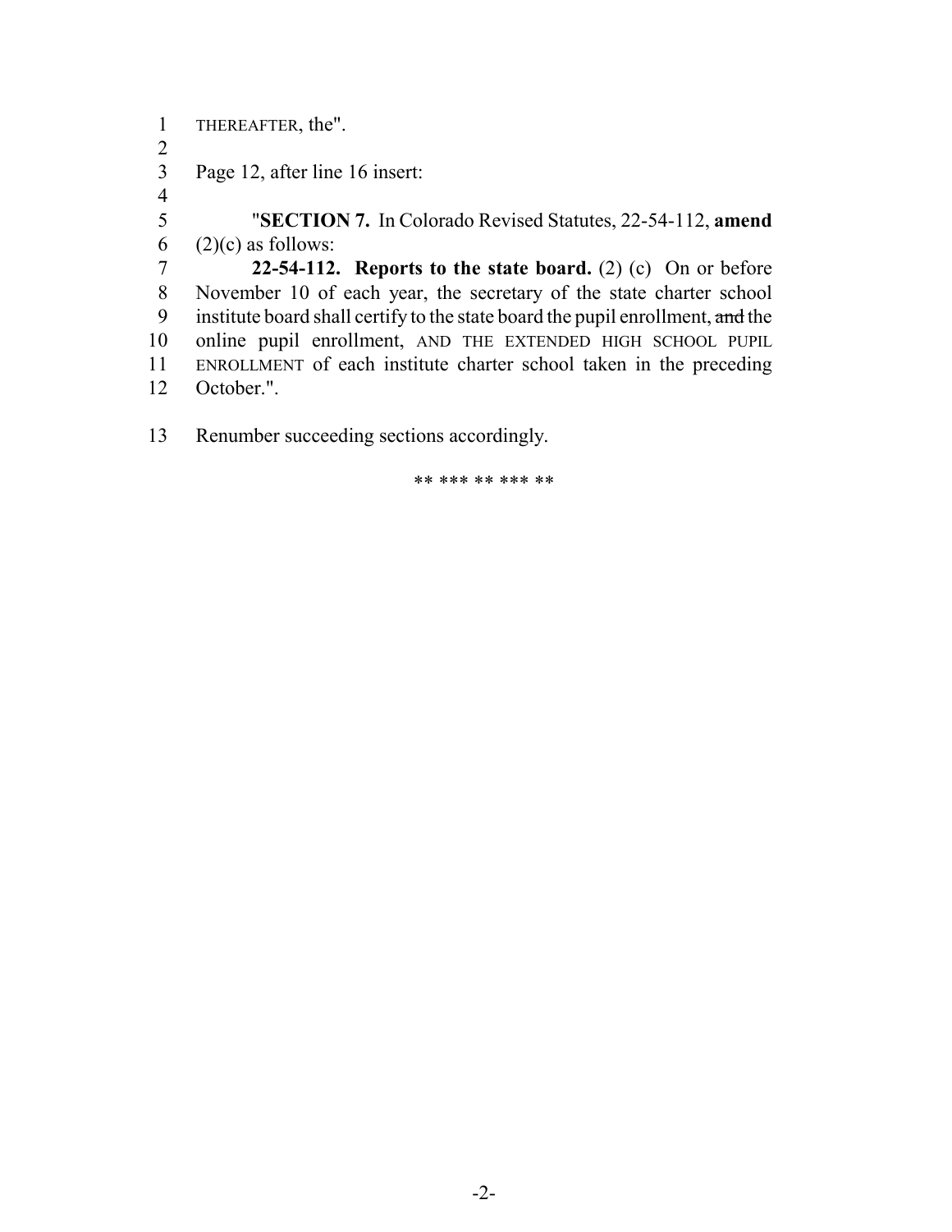THEREAFTER, the".

Page 12, after line 16 insert:

"**SECTION 7.** In Colorado Revised Statutes, 22-54-112, **amend** (2)(c) as follows:

**22-54-112. Reports to the state board.** (2) (c) On or before November 10 of each year, the secretary of the state charter school institute board shall certify to the state board the pupil enrollment, ~~and~~ the online pupil enrollment, AND THE EXTENDED HIGH SCHOOL PUPIL ENROLLMENT of each institute charter school taken in the preceding October.".

Renumber succeeding sections accordingly.

** *** ** *** **